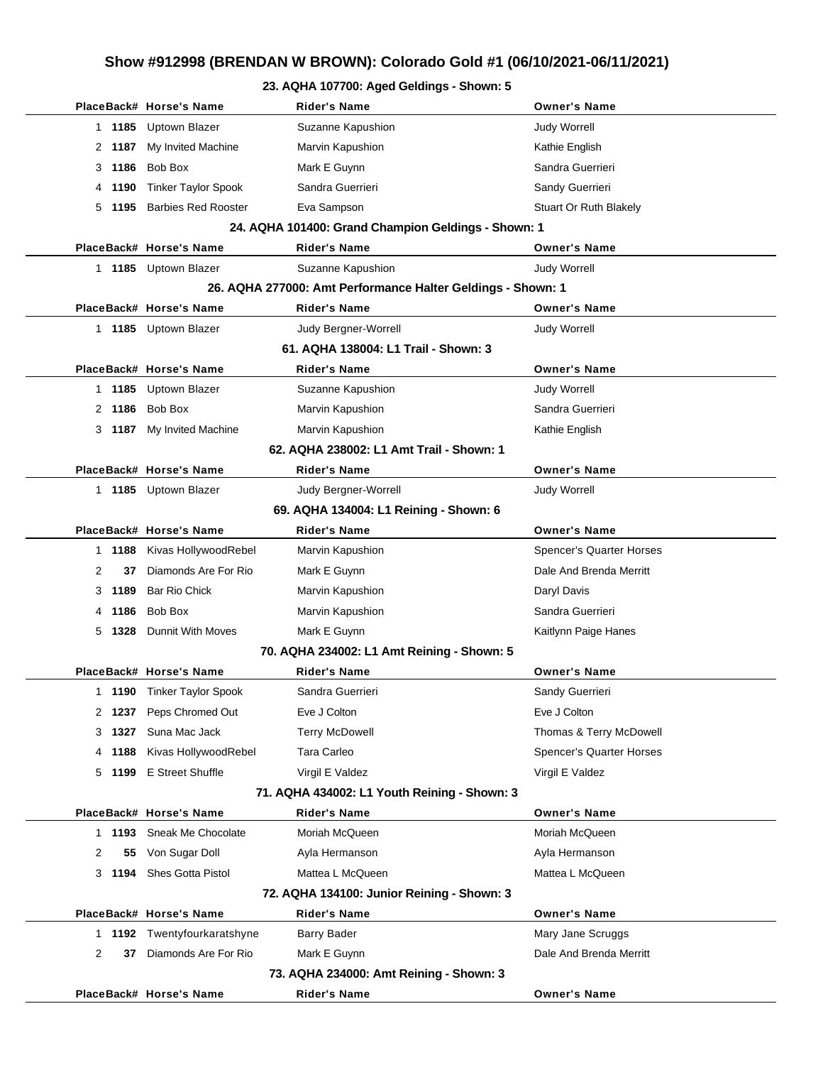# Show #912998 (BRENDAN W BROWN): Colorado Gold #1 (06/10/2021-06/11/2021)

## 23. AQHA 107700: Aged Geldings - Shown: 5

| Place | Back# | Horse's Name | Rider's Name | Owner's Name |
|---|---|---|---|---|
| 1 | 1185 | Uptown Blazer | Suzanne Kapushion | Judy Worrell |
| 2 | 1187 | My Invited Machine | Marvin Kapushion | Kathie English |
| 3 | 1186 | Bob Box | Mark E Guynn | Sandra Guerrieri |
| 4 | 1190 | Tinker Taylor Spook | Sandra Guerrieri | Sandy Guerrieri |
| 5 | 1195 | Barbies Red Rooster | Eva Sampson | Stuart Or Ruth Blakely |

## 24. AQHA 101400: Grand Champion Geldings - Shown: 1

| Place | Back# | Horse's Name | Rider's Name | Owner's Name |
|---|---|---|---|---|
| 1 | 1185 | Uptown Blazer | Suzanne Kapushion | Judy Worrell |

## 26. AQHA 277000: Amt Performance Halter Geldings - Shown: 1

| Place | Back# | Horse's Name | Rider's Name | Owner's Name |
|---|---|---|---|---|
| 1 | 1185 | Uptown Blazer | Judy Bergner-Worrell | Judy Worrell |

## 61. AQHA 138004: L1 Trail - Shown: 3

| Place | Back# | Horse's Name | Rider's Name | Owner's Name |
|---|---|---|---|---|
| 1 | 1185 | Uptown Blazer | Suzanne Kapushion | Judy Worrell |
| 2 | 1186 | Bob Box | Marvin Kapushion | Sandra Guerrieri |
| 3 | 1187 | My Invited Machine | Marvin Kapushion | Kathie English |

## 62. AQHA 238002: L1 Amt Trail - Shown: 1

| Place | Back# | Horse's Name | Rider's Name | Owner's Name |
|---|---|---|---|---|
| 1 | 1185 | Uptown Blazer | Judy Bergner-Worrell | Judy Worrell |

## 69. AQHA 134004: L1 Reining - Shown: 6

| Place | Back# | Horse's Name | Rider's Name | Owner's Name |
|---|---|---|---|---|
| 1 | 1188 | Kivas HollywoodRebel | Marvin Kapushion | Spencer's Quarter Horses |
| 2 | 37 | Diamonds Are For Rio | Mark E Guynn | Dale And Brenda Merritt |
| 3 | 1189 | Bar Rio Chick | Marvin Kapushion | Daryl Davis |
| 4 | 1186 | Bob Box | Marvin Kapushion | Sandra Guerrieri |
| 5 | 1328 | Dunnit With Moves | Mark E Guynn | Kaitlynn Paige Hanes |

## 70. AQHA 234002: L1 Amt Reining - Shown: 5

| Place | Back# | Horse's Name | Rider's Name | Owner's Name |
|---|---|---|---|---|
| 1 | 1190 | Tinker Taylor Spook | Sandra Guerrieri | Sandy Guerrieri |
| 2 | 1237 | Peps Chromed Out | Eve J Colton | Eve J Colton |
| 3 | 1327 | Suna Mac Jack | Terry McDowell | Thomas & Terry McDowell |
| 4 | 1188 | Kivas HollywoodRebel | Tara Carleo | Spencer's Quarter Horses |
| 5 | 1199 | E Street Shuffle | Virgil E Valdez | Virgil E Valdez |

## 71. AQHA 434002: L1 Youth Reining - Shown: 3

| Place | Back# | Horse's Name | Rider's Name | Owner's Name |
|---|---|---|---|---|
| 1 | 1193 | Sneak Me Chocolate | Moriah McQueen | Moriah McQueen |
| 2 | 55 | Von Sugar Doll | Ayla Hermanson | Ayla Hermanson |
| 3 | 1194 | Shes Gotta Pistol | Mattea L McQueen | Mattea L McQueen |

## 72. AQHA 134100: Junior Reining - Shown: 3

| Place | Back# | Horse's Name | Rider's Name | Owner's Name |
|---|---|---|---|---|
| 1 | 1192 | Twentyfourkaratshyne | Barry Bader | Mary Jane Scruggs |
| 2 | 37 | Diamonds Are For Rio | Mark E Guynn | Dale And Brenda Merritt |

## 73. AQHA 234000: Amt Reining - Shown: 3

| Place | Back# | Horse's Name | Rider's Name | Owner's Name |
|---|---|---|---|---|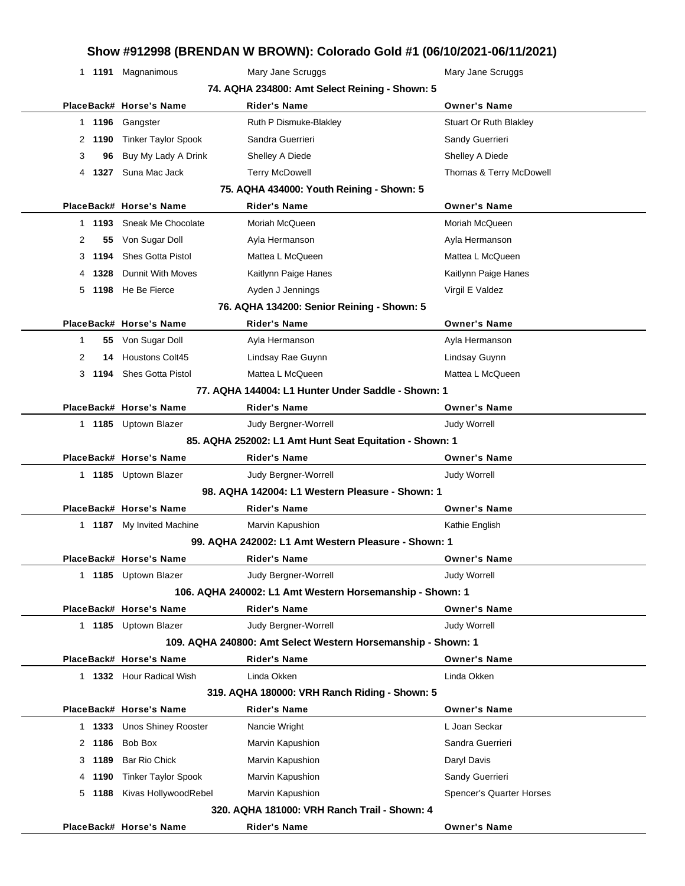# Show #912998 (BRENDAN W BROWN): Colorado Gold #1 (06/10/2021-06/11/2021)

| Place | Back# | Horse's Name | Rider's Name | Owner's Name |
|---|---|---|---|---|
| 1 | **1191** | Magnanimous | Mary Jane Scruggs | Mary Jane Scruggs |

### 74. AQHA 234800: Amt Select Reining - Shown: 5

| Place | Back# | Horse's Name | Rider's Name | Owner's Name |
|---|---|---|---|---|
| 1 | **1196** | Gangster | Ruth P Dismuke-Blakley | Stuart Or Ruth Blakley |
| 2 | **1190** | Tinker Taylor Spook | Sandra Guerrieri | Sandy Guerrieri |
| 3 | **96** | Buy My Lady A Drink | Shelley A Diede | Shelley A Diede |
| 4 | **1327** | Suna Mac Jack | Terry McDowell | Thomas & Terry McDowell |

### 75. AQHA 434000: Youth Reining - Shown: 5

| Place | Back# | Horse's Name | Rider's Name | Owner's Name |
|---|---|---|---|---|
| 1 | **1193** | Sneak Me Chocolate | Moriah McQueen | Moriah McQueen |
| 2 | **55** | Von Sugar Doll | Ayla Hermanson | Ayla Hermanson |
| 3 | **1194** | Shes Gotta Pistol | Mattea L McQueen | Mattea L McQueen |
| 4 | **1328** | Dunnit With Moves | Kaitlynn Paige Hanes | Kaitlynn Paige Hanes |
| 5 | **1198** | He Be Fierce | Ayden J Jennings | Virgil E Valdez |

### 76. AQHA 134200: Senior Reining - Shown: 5

| Place | Back# | Horse's Name | Rider's Name | Owner's Name |
|---|---|---|---|---|
| 1 | **55** | Von Sugar Doll | Ayla Hermanson | Ayla Hermanson |
| 2 | **14** | Houstons Colt45 | Lindsay Rae Guynn | Lindsay Guynn |
| 3 | **1194** | Shes Gotta Pistol | Mattea L McQueen | Mattea L McQueen |

### 77. AQHA 144004: L1 Hunter Under Saddle - Shown: 1

| Place | Back# | Horse's Name | Rider's Name | Owner's Name |
|---|---|---|---|---|
| 1 | **1185** | Uptown Blazer | Judy Bergner-Worrell | Judy Worrell |

### 85. AQHA 252002: L1 Amt Hunt Seat Equitation - Shown: 1

| Place | Back# | Horse's Name | Rider's Name | Owner's Name |
|---|---|---|---|---|
| 1 | **1185** | Uptown Blazer | Judy Bergner-Worrell | Judy Worrell |

### 98. AQHA 142004: L1 Western Pleasure - Shown: 1

| Place | Back# | Horse's Name | Rider's Name | Owner's Name |
|---|---|---|---|---|
| 1 | **1187** | My Invited Machine | Marvin Kapushion | Kathie English |

### 99. AQHA 242002: L1 Amt Western Pleasure - Shown: 1

| Place | Back# | Horse's Name | Rider's Name | Owner's Name |
|---|---|---|---|---|
| 1 | **1185** | Uptown Blazer | Judy Bergner-Worrell | Judy Worrell |

### 106. AQHA 240002: L1 Amt Western Horsemanship - Shown: 1

| Place | Back# | Horse's Name | Rider's Name | Owner's Name |
|---|---|---|---|---|
| 1 | **1185** | Uptown Blazer | Judy Bergner-Worrell | Judy Worrell |

### 109. AQHA 240800: Amt Select Western Horsemanship - Shown: 1

| Place | Back# | Horse's Name | Rider's Name | Owner's Name |
|---|---|---|---|---|
| 1 | **1332** | Hour Radical Wish | Linda Okken | Linda Okken |

### 319. AQHA 180000: VRH Ranch Riding - Shown: 5

| Place | Back# | Horse's Name | Rider's Name | Owner's Name |
|---|---|---|---|---|
| 1 | **1333** | Unos Shiney Rooster | Nancie Wright | L Joan Seckar |
| 2 | **1186** | Bob Box | Marvin Kapushion | Sandra Guerrieri |
| 3 | **1189** | Bar Rio Chick | Marvin Kapushion | Daryl Davis |
| 4 | **1190** | Tinker Taylor Spook | Marvin Kapushion | Sandy Guerrieri |
| 5 | **1188** | Kivas HollywoodRebel | Marvin Kapushion | Spencer's Quarter Horses |

### 320. AQHA 181000: VRH Ranch Trail - Shown: 4

| Place | Back# | Horse's Name | Rider's Name | Owner's Name |
|---|---|---|---|---|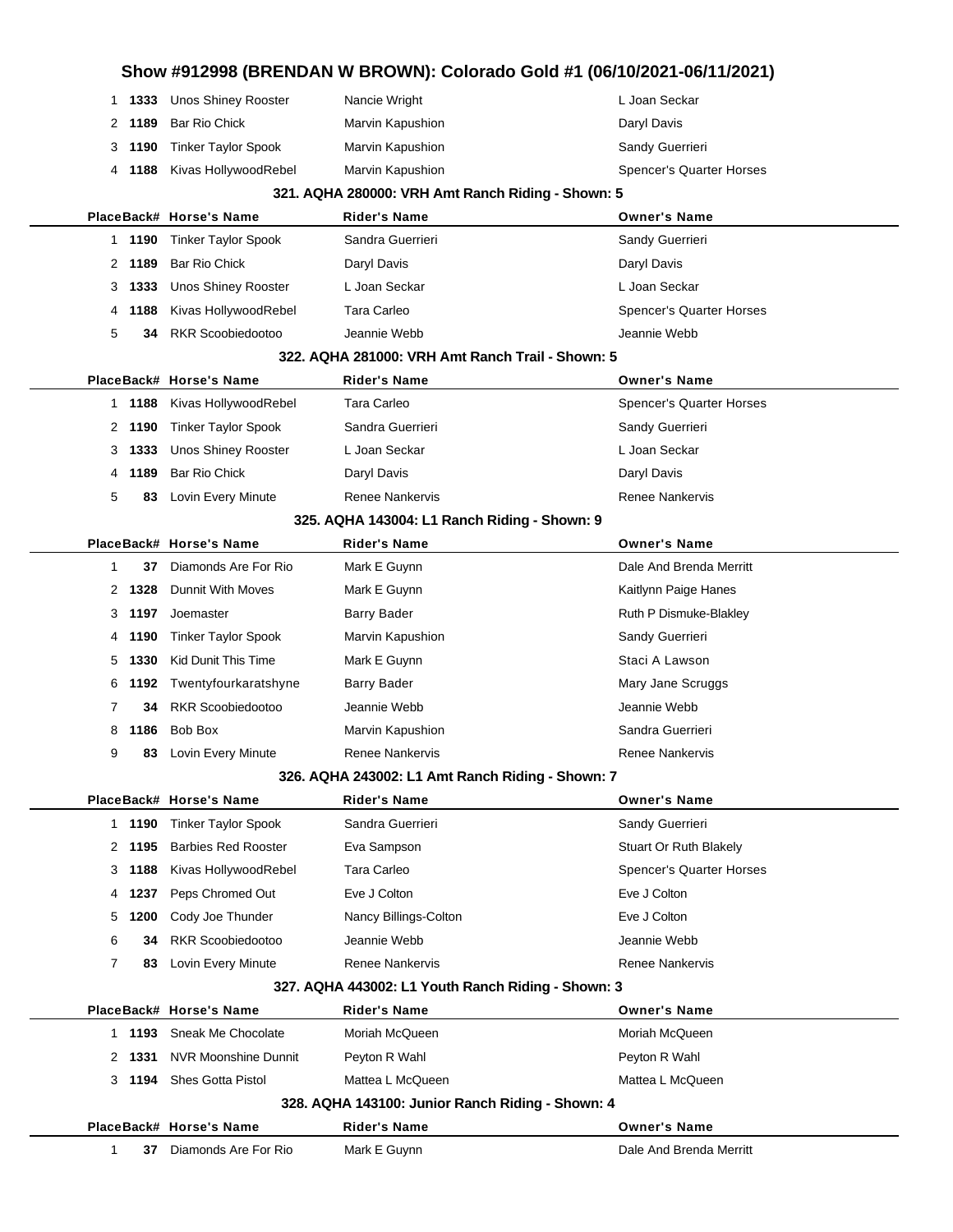# Show #912998 (BRENDAN W BROWN): Colorado Gold #1 (06/10/2021-06/11/2021)

| Place | Back# | Horse's Name | Rider's Name | Owner's Name |
|---|---|---|---|---|
| 1 | 1333 | Unos Shiney Rooster | Nancie Wright | L Joan Seckar |
| 2 | 1189 | Bar Rio Chick | Marvin Kapushion | Daryl Davis |
| 3 | 1190 | Tinker Taylor Spook | Marvin Kapushion | Sandy Guerrieri |
| 4 | 1188 | Kivas HollywoodRebel | Marvin Kapushion | Spencer's Quarter Horses |

### 321. AQHA 280000: VRH Amt Ranch Riding - Shown: 5

| Place | Back# | Horse's Name | Rider's Name | Owner's Name |
|---|---|---|---|---|
| 1 | 1190 | Tinker Taylor Spook | Sandra Guerrieri | Sandy Guerrieri |
| 2 | 1189 | Bar Rio Chick | Daryl Davis | Daryl Davis |
| 3 | 1333 | Unos Shiney Rooster | L Joan Seckar | L Joan Seckar |
| 4 | 1188 | Kivas HollywoodRebel | Tara Carleo | Spencer's Quarter Horses |
| 5 | 34 | RKR Scoobiedootoo | Jeannie Webb | Jeannie Webb |

### 322. AQHA 281000: VRH Amt Ranch Trail - Shown: 5

| Place | Back# | Horse's Name | Rider's Name | Owner's Name |
|---|---|---|---|---|
| 1 | 1188 | Kivas HollywoodRebel | Tara Carleo | Spencer's Quarter Horses |
| 2 | 1190 | Tinker Taylor Spook | Sandra Guerrieri | Sandy Guerrieri |
| 3 | 1333 | Unos Shiney Rooster | L Joan Seckar | L Joan Seckar |
| 4 | 1189 | Bar Rio Chick | Daryl Davis | Daryl Davis |
| 5 | 83 | Lovin Every Minute | Renee Nankervis | Renee Nankervis |

### 325. AQHA 143004: L1 Ranch Riding - Shown: 9

| Place | Back# | Horse's Name | Rider's Name | Owner's Name |
|---|---|---|---|---|
| 1 | 37 | Diamonds Are For Rio | Mark E Guynn | Dale And Brenda Merritt |
| 2 | 1328 | Dunnit With Moves | Mark E Guynn | Kaitlynn Paige Hanes |
| 3 | 1197 | Joemaster | Barry Bader | Ruth P Dismuke-Blakley |
| 4 | 1190 | Tinker Taylor Spook | Marvin Kapushion | Sandy Guerrieri |
| 5 | 1330 | Kid Dunit This Time | Mark E Guynn | Staci A Lawson |
| 6 | 1192 | Twentyfourkaratshyne | Barry Bader | Mary Jane Scruggs |
| 7 | 34 | RKR Scoobiedootoo | Jeannie Webb | Jeannie Webb |
| 8 | 1186 | Bob Box | Marvin Kapushion | Sandra Guerrieri |
| 9 | 83 | Lovin Every Minute | Renee Nankervis | Renee Nankervis |

### 326. AQHA 243002: L1 Amt Ranch Riding - Shown: 7

| Place | Back# | Horse's Name | Rider's Name | Owner's Name |
|---|---|---|---|---|
| 1 | 1190 | Tinker Taylor Spook | Sandra Guerrieri | Sandy Guerrieri |
| 2 | 1195 | Barbies Red Rooster | Eva Sampson | Stuart Or Ruth Blakely |
| 3 | 1188 | Kivas HollywoodRebel | Tara Carleo | Spencer's Quarter Horses |
| 4 | 1237 | Peps Chromed Out | Eve J Colton | Eve J Colton |
| 5 | 1200 | Cody Joe Thunder | Nancy Billings-Colton | Eve J Colton |
| 6 | 34 | RKR Scoobiedootoo | Jeannie Webb | Jeannie Webb |
| 7 | 83 | Lovin Every Minute | Renee Nankervis | Renee Nankervis |

### 327. AQHA 443002: L1 Youth Ranch Riding - Shown: 3

| Place | Back# | Horse's Name | Rider's Name | Owner's Name |
|---|---|---|---|---|
| 1 | 1193 | Sneak Me Chocolate | Moriah McQueen | Moriah McQueen |
| 2 | 1331 | NVR Moonshine Dunnit | Peyton R Wahl | Peyton R Wahl |
| 3 | 1194 | Shes Gotta Pistol | Mattea L McQueen | Mattea L McQueen |

### 328. AQHA 143100: Junior Ranch Riding - Shown: 4

| Place | Back# | Horse's Name | Rider's Name | Owner's Name |
|---|---|---|---|---|
| 1 | 37 | Diamonds Are For Rio | Mark E Guynn | Dale And Brenda Merritt |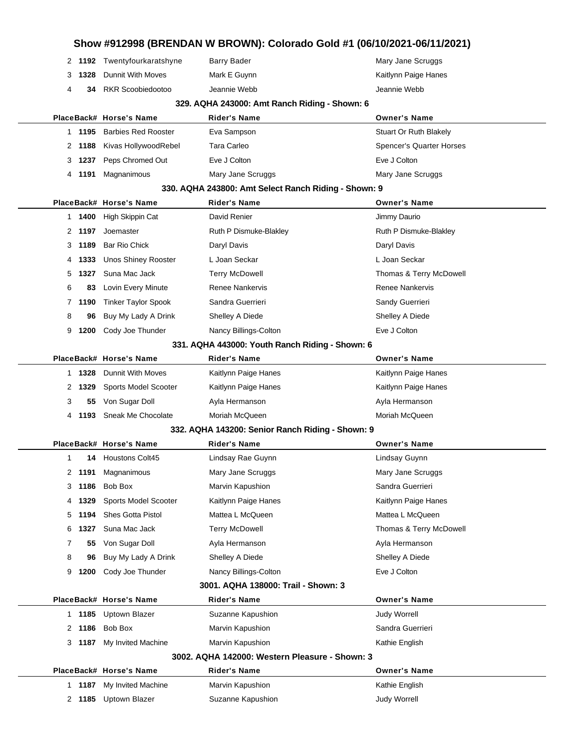| Place | Back# | Horse's Name | Rider's Name | Owner's Name |
|---|---|---|---|---|
| 2 | 1192 | Twentyfourkaratshyne | Barry Bader | Mary Jane Scruggs |
| 3 | 1328 | Dunnit With Moves | Mark E Guynn | Kaitlynn Paige Hanes |
| 4 | 34 | RKR Scoobiedootoo | Jeannie Webb | Jeannie Webb |

### 329. AQHA 243000: Amt Ranch Riding - Shown: 6

| Place | Back# | Horse's Name | Rider's Name | Owner's Name |
|---|---|---|---|---|
| 1 | 1195 | Barbies Red Rooster | Eva Sampson | Stuart Or Ruth Blakely |
| 2 | 1188 | Kivas HollywoodRebel | Tara Carleo | Spencer's Quarter Horses |
| 3 | 1237 | Peps Chromed Out | Eve J Colton | Eve J Colton |
| 4 | 1191 | Magnanimous | Mary Jane Scruggs | Mary Jane Scruggs |

### 330. AQHA 243800: Amt Select Ranch Riding - Shown: 9

| Place | Back# | Horse's Name | Rider's Name | Owner's Name |
|---|---|---|---|---|
| 1 | 1400 | High Skippin Cat | David Renier | Jimmy Daurio |
| 2 | 1197 | Joemaster | Ruth P Dismuke-Blakley | Ruth P Dismuke-Blakley |
| 3 | 1189 | Bar Rio Chick | Daryl Davis | Daryl Davis |
| 4 | 1333 | Unos Shiney Rooster | L Joan Seckar | L Joan Seckar |
| 5 | 1327 | Suna Mac Jack | Terry McDowell | Thomas & Terry McDowell |
| 6 | 83 | Lovin Every Minute | Renee Nankervis | Renee Nankervis |
| 7 | 1190 | Tinker Taylor Spook | Sandra Guerrieri | Sandy Guerrieri |
| 8 | 96 | Buy My Lady A Drink | Shelley A Diede | Shelley A Diede |
| 9 | 1200 | Cody Joe Thunder | Nancy Billings-Colton | Eve J Colton |

### 331. AQHA 443000: Youth Ranch Riding - Shown: 6

| Place | Back# | Horse's Name | Rider's Name | Owner's Name |
|---|---|---|---|---|
| 1 | 1328 | Dunnit With Moves | Kaitlynn Paige Hanes | Kaitlynn Paige Hanes |
| 2 | 1329 | Sports Model Scooter | Kaitlynn Paige Hanes | Kaitlynn Paige Hanes |
| 3 | 55 | Von Sugar Doll | Ayla Hermanson | Ayla Hermanson |
| 4 | 1193 | Sneak Me Chocolate | Moriah McQueen | Moriah McQueen |

### 332. AQHA 143200: Senior Ranch Riding - Shown: 9

| Place | Back# | Horse's Name | Rider's Name | Owner's Name |
|---|---|---|---|---|
| 1 | 14 | Houstons Colt45 | Lindsay Rae Guynn | Lindsay Guynn |
| 2 | 1191 | Magnanimous | Mary Jane Scruggs | Mary Jane Scruggs |
| 3 | 1186 | Bob Box | Marvin Kapushion | Sandra Guerrieri |
| 4 | 1329 | Sports Model Scooter | Kaitlynn Paige Hanes | Kaitlynn Paige Hanes |
| 5 | 1194 | Shes Gotta Pistol | Mattea L McQueen | Mattea L McQueen |
| 6 | 1327 | Suna Mac Jack | Terry McDowell | Thomas & Terry McDowell |
| 7 | 55 | Von Sugar Doll | Ayla Hermanson | Ayla Hermanson |
| 8 | 96 | Buy My Lady A Drink | Shelley A Diede | Shelley A Diede |
| 9 | 1200 | Cody Joe Thunder | Nancy Billings-Colton | Eve J Colton |

### 3001. AQHA 138000: Trail - Shown: 3

| Place | Back# | Horse's Name | Rider's Name | Owner's Name |
|---|---|---|---|---|
| 1 | 1185 | Uptown Blazer | Suzanne Kapushion | Judy Worrell |
| 2 | 1186 | Bob Box | Marvin Kapushion | Sandra Guerrieri |
| 3 | 1187 | My Invited Machine | Marvin Kapushion | Kathie English |

### 3002. AQHA 142000: Western Pleasure - Shown: 3

| Place | Back# | Horse's Name | Rider's Name | Owner's Name |
|---|---|---|---|---|
| 1 | 1187 | My Invited Machine | Marvin Kapushion | Kathie English |
| 2 | 1185 | Uptown Blazer | Suzanne Kapushion | Judy Worrell |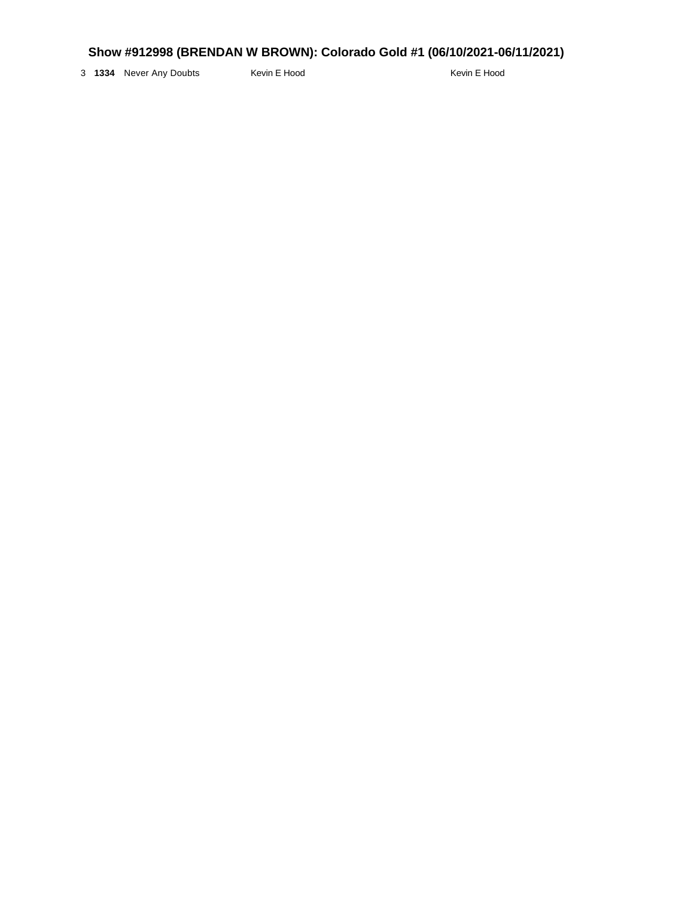**Show #912998 (BRENDAN W BROWN): Colorado Gold #1 (06/10/2021-06/11/2021)**

| | | | | |
|---|---|---|---|---|
| 3 | **1334** | Never Any Doubts | Kevin E Hood | Kevin E Hood |